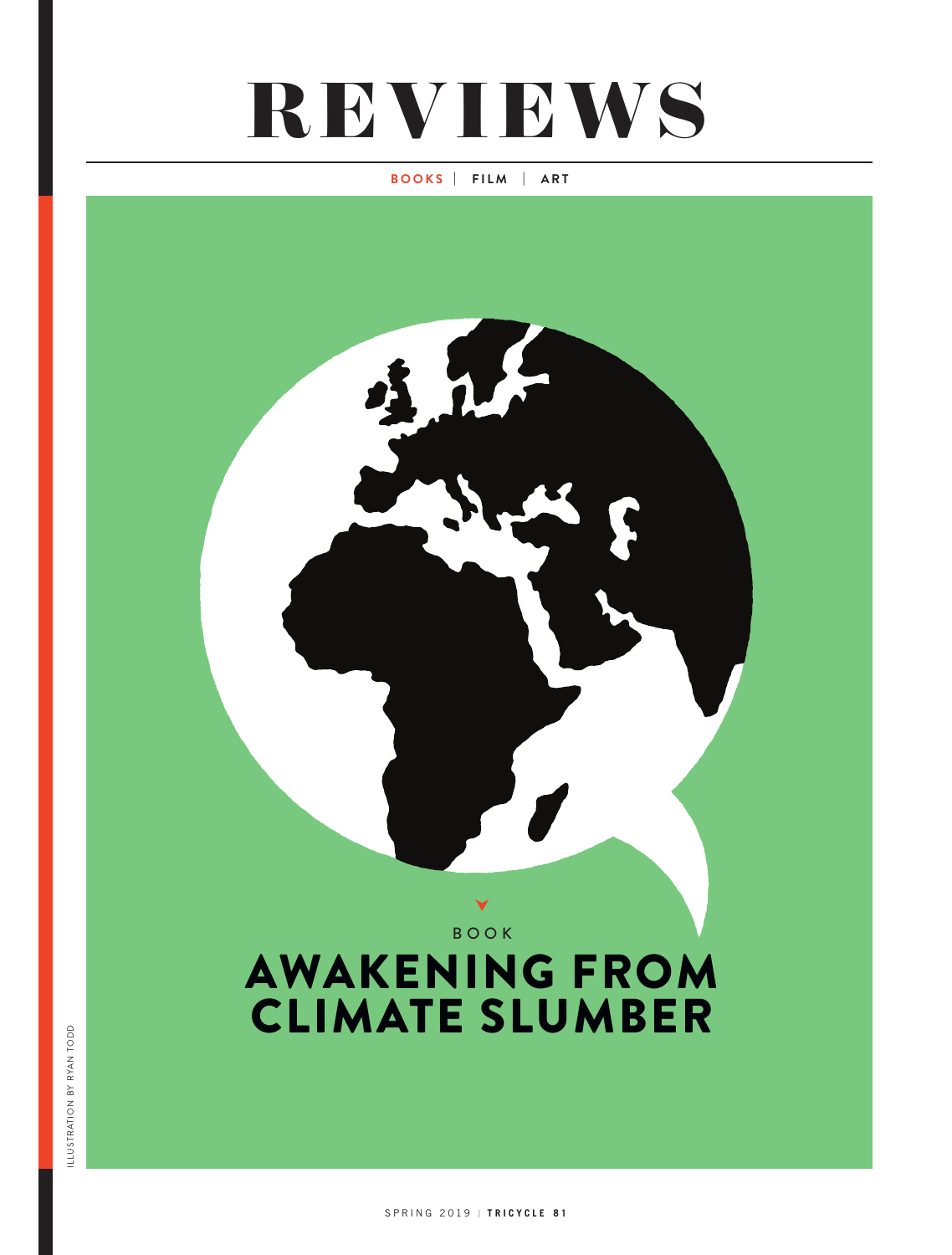# REVIEWS

**BOOKS** | **FILM** | **ART**

BOOK

## AWAKENING FROM CLIMATE SLUMBER

ILLUSTRATION BY RYAN TODD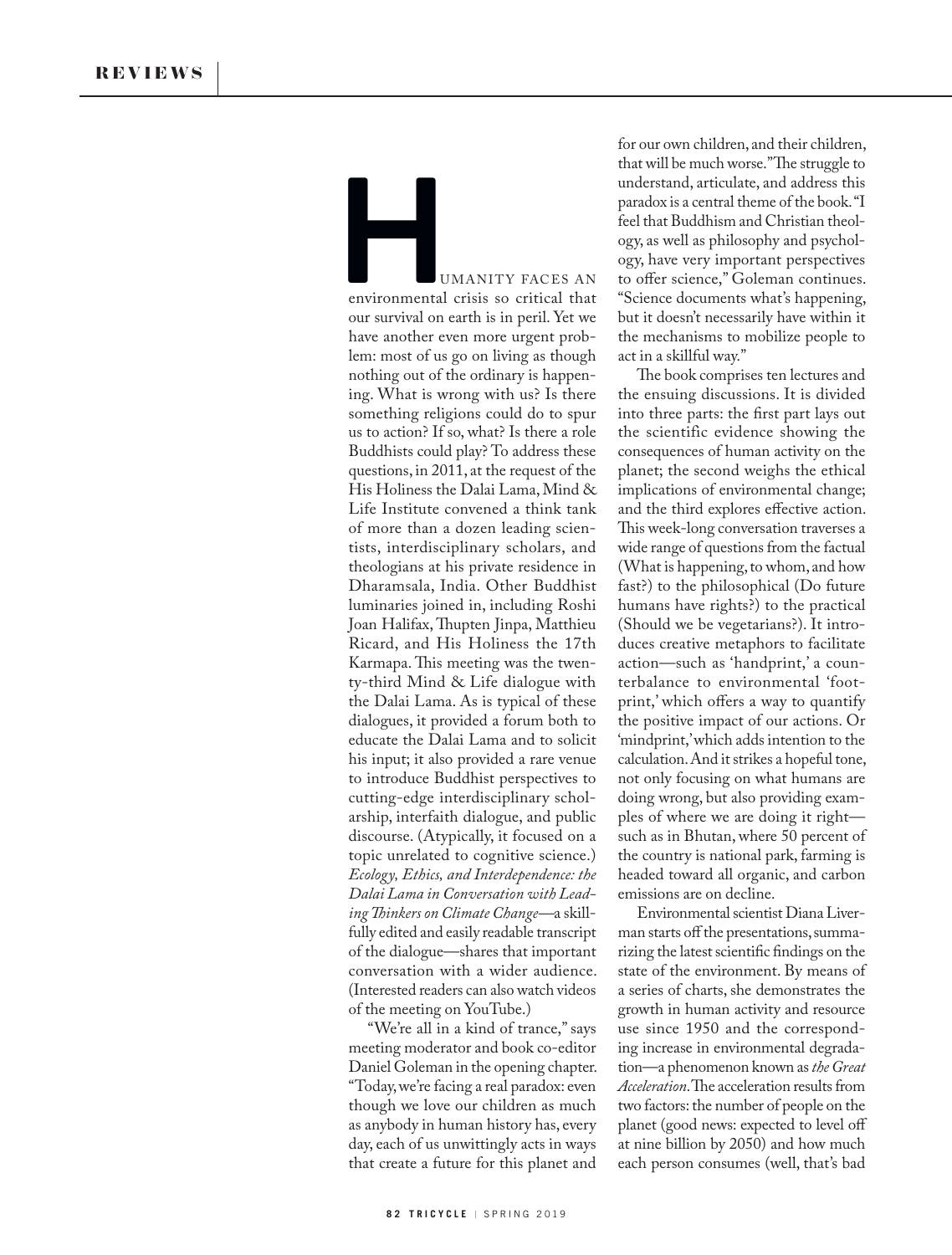Humanity faces an environmental crisis so critical that our survival on earth is in peril. Yet we have another even more urgent problem: most of us go on living as though nothing out of the ordinary is happening. What is wrong with us? Is there something religions could do to spur us to action? If so, what? Is there a role Buddhists could play? To address these questions, in 2011, at the request of the His Holiness the Dalai Lama, Mind & Life Institute convened a think tank of more than a dozen leading scientists, interdisciplinary scholars, and theologians at his private residence in Dharamsala, India. Other Buddhist luminaries joined in, including Roshi Joan Halifax, Thupten Jinpa, Matthieu Ricard, and His Holiness the 17th Karmapa. This meeting was the twenty-third Mind & Life dialogue with the Dalai Lama. As is typical of these dialogues, it provided a forum both to educate the Dalai Lama and to solicit his input; it also provided a rare venue to introduce Buddhist perspectives to cutting-edge interdisciplinary scholarship, interfaith dialogue, and public discourse. (Atypically, it focused on a topic unrelated to cognitive science.) *Ecology, Ethics, and Interdependence: the Dalai Lama in Conversation with Leading Thinkers on Climate Change*—a skillfully edited and easily readable transcript of the dialogue—shares that important conversation with a wider audience. (Interested readers can also watch videos of the meeting on YouTube.)

"We're all in a kind of trance," says meeting moderator and book co-editor Daniel Goleman in the opening chapter. "Today, we're facing a real paradox: even though we love our children as much as anybody in human history has, every day, each of us unwittingly acts in ways that create a future for this planet and for our own children, and their children, that will be much worse." The struggle to understand, articulate, and address this paradox is a central theme of the book. "I feel that Buddhism and Christian theology, as well as philosophy and psychology, have very important perspectives to offer science," Goleman continues. "Science documents what's happening, but it doesn't necessarily have within it the mechanisms to mobilize people to act in a skillful way."

The book comprises ten lectures and the ensuing discussions. It is divided into three parts: the first part lays out the scientific evidence showing the consequences of human activity on the planet; the second weighs the ethical implications of environmental change; and the third explores effective action. This week-long conversation traverses a wide range of questions from the factual (What is happening, to whom, and how fast?) to the philosophical (Do future humans have rights?) to the practical (Should we be vegetarians?). It introduces creative metaphors to facilitate action—such as 'handprint,' a counterbalance to environmental 'footprint,' which offers a way to quantify the positive impact of our actions. Or 'mindprint,' which adds intention to the calculation. And it strikes a hopeful tone, not only focusing on what humans are doing wrong, but also providing examples of where we are doing it right—such as in Bhutan, where 50 percent of the country is national park, farming is headed toward all organic, and carbon emissions are on decline.

Environmental scientist Diana Liverman starts off the presentations, summarizing the latest scientific findings on the state of the environment. By means of a series of charts, she demonstrates the growth in human activity and resource use since 1950 and the corresponding increase in environmental degradation—a phenomenon known as *the Great Acceleration*. The acceleration results from two factors: the number of people on the planet (good news: expected to level off at nine billion by 2050) and how much each person consumes (well, that's bad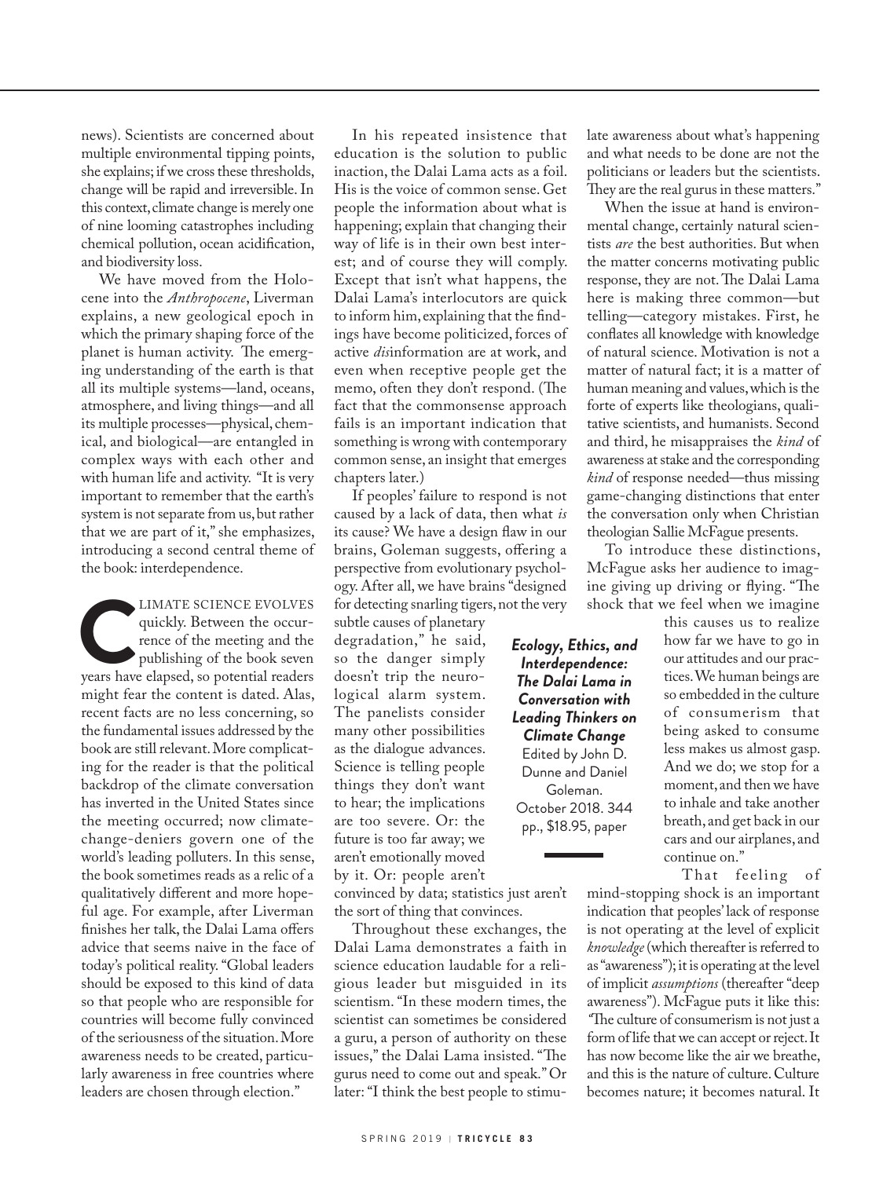news). Scientists are concerned about multiple environmental tipping points, she explains; if we cross these thresholds, change will be rapid and irreversible. In this context, climate change is merely one of nine looming catastrophes including chemical pollution, ocean acidification, and biodiversity loss.

We have moved from the Holocene into the *Anthropocene*, Liverman explains, a new geological epoch in which the primary shaping force of the planet is human activity. The emerging understanding of the earth is that all its multiple systems—land, oceans, atmosphere, and living things—and all its multiple processes—physical, chemical, and biological—are entangled in complex ways with each other and with human life and activity. "It is very important to remember that the earth's system is not separate from us, but rather that we are part of it," she emphasizes, introducing a second central theme of the book: interdependence.

CLIMATE SCIENCE EVOLVES quickly. Between the occurrence of the meeting and the publishing of the book seven years have elapsed, so potential readers might fear the content is dated. Alas, recent facts are no less concerning, so the fundamental issues addressed by the book are still relevant. More complicating for the reader is that the political backdrop of the climate conversation has inverted in the United States since the meeting occurred; now climate-change-deniers govern one of the world's leading polluters. In this sense, the book sometimes reads as a relic of a qualitatively different and more hopeful age. For example, after Liverman finishes her talk, the Dalai Lama offers advice that seems naive in the face of today's political reality. "Global leaders should be exposed to this kind of data so that people who are responsible for countries will become fully convinced of the seriousness of the situation. More awareness needs to be created, particularly awareness in free countries where leaders are chosen through election."

In his repeated insistence that education is the solution to public inaction, the Dalai Lama acts as a foil. His is the voice of common sense. Get people the information about what is happening; explain that changing their way of life is in their own best interest; and of course they will comply. Except that isn't what happens, the Dalai Lama's interlocutors are quick to inform him, explaining that the findings have become politicized, forces of active *dis*information are at work, and even when receptive people get the memo, often they don't respond. (The fact that the commonsense approach fails is an important indication that something is wrong with contemporary common sense, an insight that emerges chapters later.)

If peoples' failure to respond is not caused by a lack of data, then what *is* its cause? We have a design flaw in our brains, Goleman suggests, offering a perspective from evolutionary psychology. After all, we have brains "designed for detecting snarling tigers, not the very subtle causes of planetary degradation," he said, so the danger simply doesn't trip the neurological alarm system. The panelists consider many other possibilities as the dialogue advances. Science is telling people things they don't want to hear; the implications are too severe. Or: the future is too far away; we aren't emotionally moved by it. Or: people aren't convinced by data; statistics just aren't the sort of thing that convinces.

Throughout these exchanges, the Dalai Lama demonstrates a faith in science education laudable for a religious leader but misguided in its scientism. "In these modern times, the scientist can sometimes be considered a guru, a person of authority on these issues," the Dalai Lama insisted. "The gurus need to come out and speak." Or later: "I think the best people to stimulate awareness about what's happening and what needs to be done are not the politicians or leaders but the scientists. They are the real gurus in these matters."

When the issue at hand is environmental change, certainly natural scientists *are* the best authorities. But when the matter concerns motivating public response, they are not. The Dalai Lama here is making three common—but telling—category mistakes. First, he conflates all knowledge with knowledge of natural science. Motivation is not a matter of natural fact; it is a matter of human meaning and values, which is the forte of experts like theologians, qualitative scientists, and humanists. Second and third, he misappraises the *kind* of awareness at stake and the corresponding *kind* of response needed—thus missing game-changing distinctions that enter the conversation only when Christian theologian Sallie McFague presents.

**_Ecology, Ethics, and Interdependence: The Dalai Lama in Conversation with Leading Thinkers on Climate Change_**
Edited by John D. Dunne and Daniel Goleman.
October 2018. 344 pp., $18.95, paper

To introduce these distinctions, McFague asks her audience to imagine giving up driving or flying. "The shock that we feel when we imagine this causes us to realize how far we have to go in our attitudes and our practices. We human beings are so embedded in the culture of consumerism that being asked to consume less makes us almost gasp. And we do; we stop for a moment, and then we have to inhale and take another breath, and get back in our cars and our airplanes, and continue on."

That feeling of mind-stopping shock is an important indication that peoples' lack of response is not operating at the level of explicit *knowledge* (which thereafter is referred to as "awareness"); it is operating at the level of implicit *assumptions* (thereafter "deep awareness"). McFague puts it like this: "The culture of consumerism is not just a form of life that we can accept or reject. It has now become like the air we breathe, and this is the nature of culture. Culture becomes nature; it becomes natural. It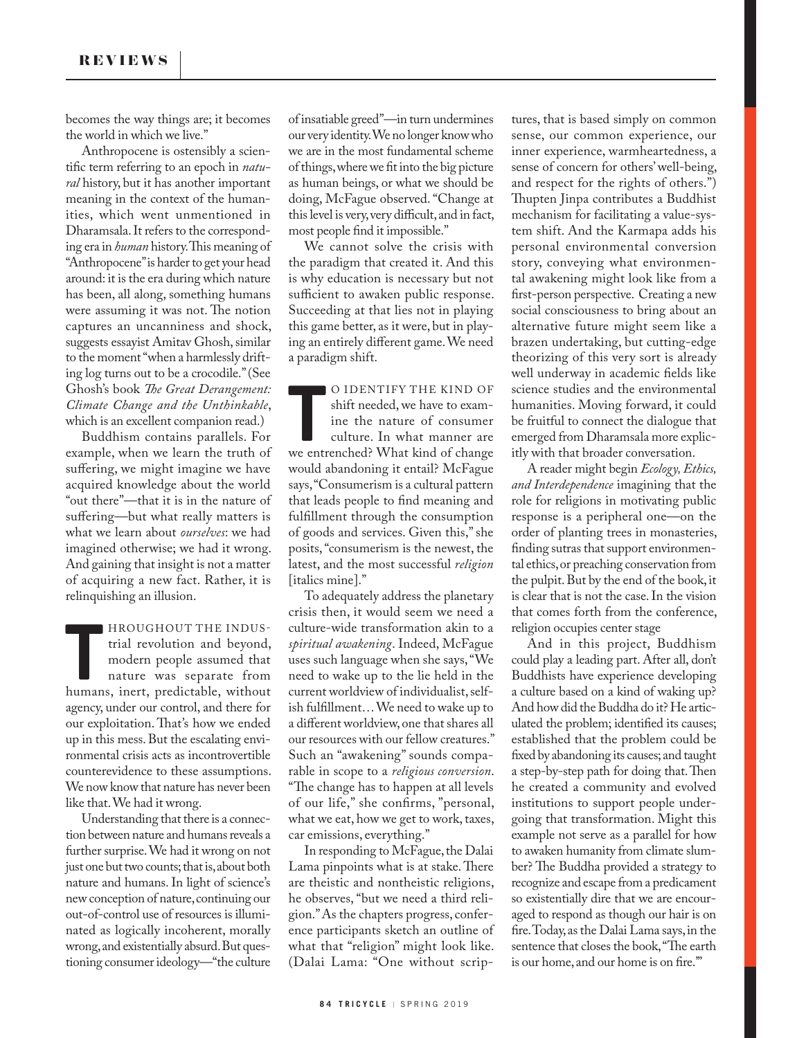becomes the way things are; it becomes the world in which we live."

Anthropocene is ostensibly a scientific term referring to an epoch in *natural* history, but it has another important meaning in the context of the humanities, which went unmentioned in Dharamsala. It refers to the corresponding era in *human* history. This meaning of "Anthropocene" is harder to get your head around: it is the era during which nature has been, all along, something humans were assuming it was not. The notion captures an uncanniness and shock, suggests essayist Amitav Ghosh, similar to the moment "when a harmlessly drifting log turns out to be a crocodile." (See Ghosh's book *The Great Derangement: Climate Change and the Unthinkable*, which is an excellent companion read.)

Buddhism contains parallels. For example, when we learn the truth of suffering, we might imagine we have acquired knowledge about the world "out there"—that it is in the nature of suffering—but what really matters is what we learn about *ourselves*: we had imagined otherwise; we had it wrong. And gaining that insight is not a matter of acquiring a new fact. Rather, it is relinquishing an illusion.

THROUGHOUT THE INDUSTRIAL revolution and beyond, modern people assumed that nature was separate from humans, inert, predictable, without agency, under our control, and there for our exploitation. That's how we ended up in this mess. But the escalating environmental crisis acts as incontrovertible counterevidence to these assumptions. We now know that nature has never been like that. We had it wrong.

Understanding that there is a connection between nature and humans reveals a further surprise. We had it wrong on not just one but two counts; that is, about both nature and humans. In light of science's new conception of nature, continuing our out-of-control use of resources is illuminated as logically incoherent, morally wrong, and existentially absurd. But questioning consumer ideology—"the culture of insatiable greed"—in turn undermines our very identity. We no longer know who we are in the most fundamental scheme of things, where we fit into the big picture as human beings, or what we should be doing, McFague observed. "Change at this level is very, very difficult, and in fact, most people find it impossible."

We cannot solve the crisis with the paradigm that created it. And this is why education is necessary but not sufficient to awaken public response. Succeeding at that lies not in playing this game better, as it were, but in playing an entirely different game. We need a paradigm shift.

TO IDENTIFY THE KIND OF shift needed, we have to examine the nature of consumer culture. In what manner are we entrenched? What kind of change would abandoning it entail? McFague says, "Consumerism is a cultural pattern that leads people to find meaning and fulfillment through the consumption of goods and services. Given this," she posits, "consumerism is the newest, the latest, and the most successful *religion* [italics mine]."

To adequately address the planetary crisis then, it would seem we need a culture-wide transformation akin to a *spiritual awakening*. Indeed, McFague uses such language when she says, "We need to wake up to the lie held in the current worldview of individualist, selfish fulfillment… We need to wake up to a different worldview, one that shares all our resources with our fellow creatures." Such an "awakening" sounds comparable in scope to a *religious conversion*. "The change has to happen at all levels of our life," she confirms, "personal, what we eat, how we get to work, taxes, car emissions, everything."

In responding to McFague, the Dalai Lama pinpoints what is at stake. There are theistic and nontheistic religions, he observes, "but we need a third religion." As the chapters progress, conference participants sketch an outline of what that "religion" might look like. (Dalai Lama: "One without scriptures, that is based simply on common sense, our common experience, our inner experience, warmheartedness, a sense of concern for others' well-being, and respect for the rights of others.") Thupten Jinpa contributes a Buddhist mechanism for facilitating a value-system shift. And the Karmapa adds his personal environmental conversion story, conveying what environmental awakening might look like from a first-person perspective. Creating a new social consciousness to bring about an alternative future might seem like a brazen undertaking, but cutting-edge theorizing of this very sort is already well underway in academic fields like science studies and the environmental humanities. Moving forward, it could be fruitful to connect the dialogue that emerged from Dharamsala more explicitly with that broader conversation.

A reader might begin *Ecology, Ethics, and Interdependence* imagining that the role for religions in motivating public response is a peripheral one—on the order of planting trees in monasteries, finding sutras that support environmental ethics, or preaching conservation from the pulpit. But by the end of the book, it is clear that is not the case. In the vision that comes forth from the conference, religion occupies center stage

And in this project, Buddhism could play a leading part. After all, don't Buddhists have experience developing a culture based on a kind of waking up? And how did the Buddha do it? He articulated the problem; identified its causes; established that the problem could be fixed by abandoning its causes; and taught a step-by-step path for doing that. Then he created a community and evolved institutions to support people undergoing that transformation. Might this example not serve as a parallel for how to awaken humanity from climate slumber? The Buddha provided a strategy to recognize and escape from a predicament so existentially dire that we are encouraged to respond as though our hair is on fire. Today, as the Dalai Lama says, in the sentence that closes the book, "The earth is our home, and our home is on fire."